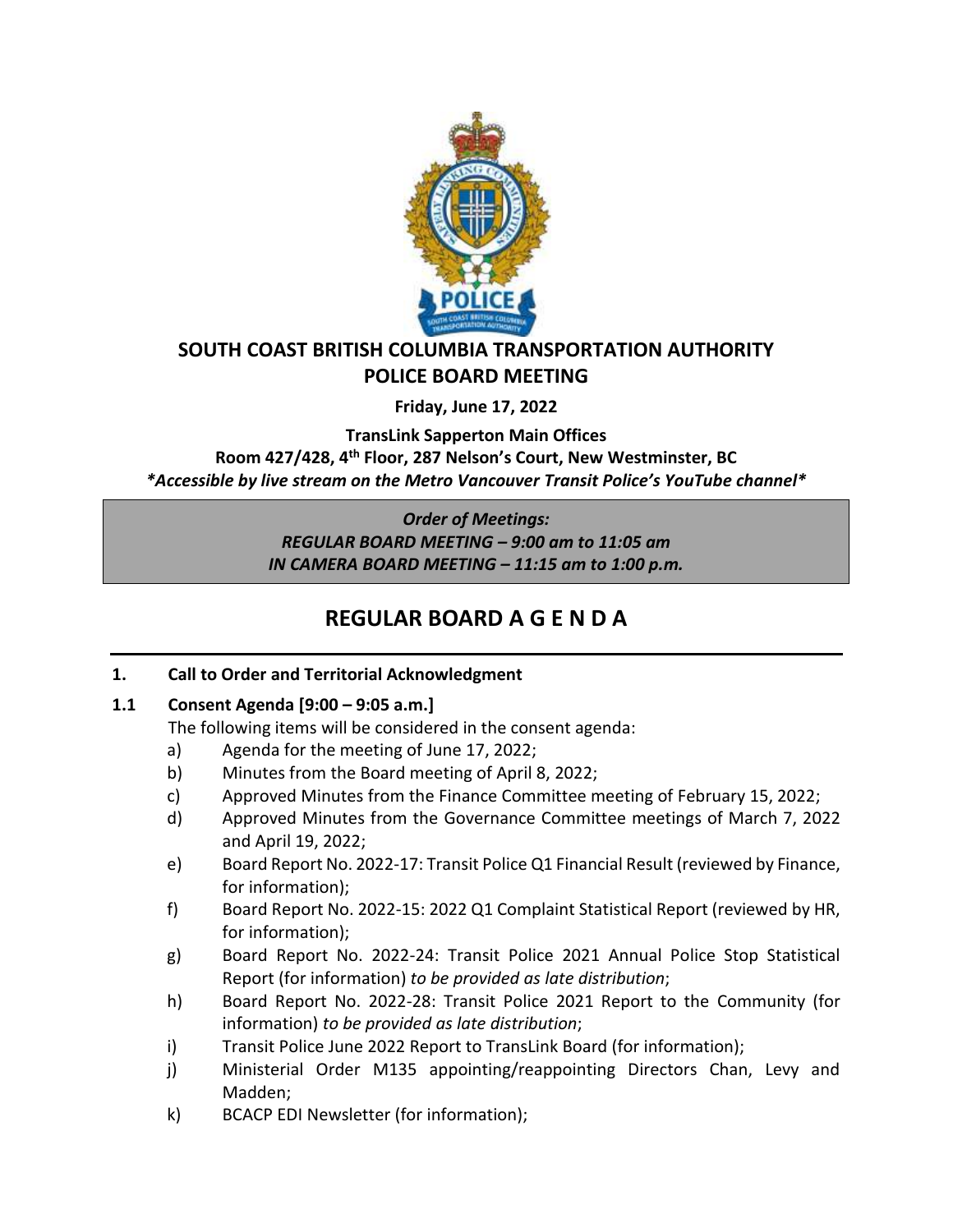# SOUTH COAST BRITISH COLUMBIA TRANSPORTATION AUTHORITY POLICE BOARD MEETING

**Friday, June 17, 2022**

**TransLink Sapperton Main Offices**
**Room 427/428, 4th Floor, 287 Nelson's Court, New Westminster, BC**
***Accessible by live stream on the Metro Vancouver Transit Police's YouTube channel***

> ***Order of Meetings:***
> ***REGULAR BOARD MEETING – 9:00 am to 11:05 am***
> ***IN CAMERA BOARD MEETING – 11:15 am to 1:00 p.m.***

## REGULAR BOARD A G E N D A

**1. Call to Order and Territorial Acknowledgment**

**1.1 Consent Agenda [9:00 – 9:05 a.m.]**

The following items will be considered in the consent agenda:

a) Agenda for the meeting of June 17, 2022;

b) Minutes from the Board meeting of April 8, 2022;

c) Approved Minutes from the Finance Committee meeting of February 15, 2022;

d) Approved Minutes from the Governance Committee meetings of March 7, 2022 and April 19, 2022;

e) Board Report No. 2022-17: Transit Police Q1 Financial Result (reviewed by Finance, for information);

f) Board Report No. 2022-15: 2022 Q1 Complaint Statistical Report (reviewed by HR, for information);

g) Board Report No. 2022-24: Transit Police 2021 Annual Police Stop Statistical Report (for information) *to be provided as late distribution*;

h) Board Report No. 2022-28: Transit Police 2021 Report to the Community (for information) *to be provided as late distribution*;

i) Transit Police June 2022 Report to TransLink Board (for information);

j) Ministerial Order M135 appointing/reappointing Directors Chan, Levy and Madden;

k) BCACP EDI Newsletter (for information);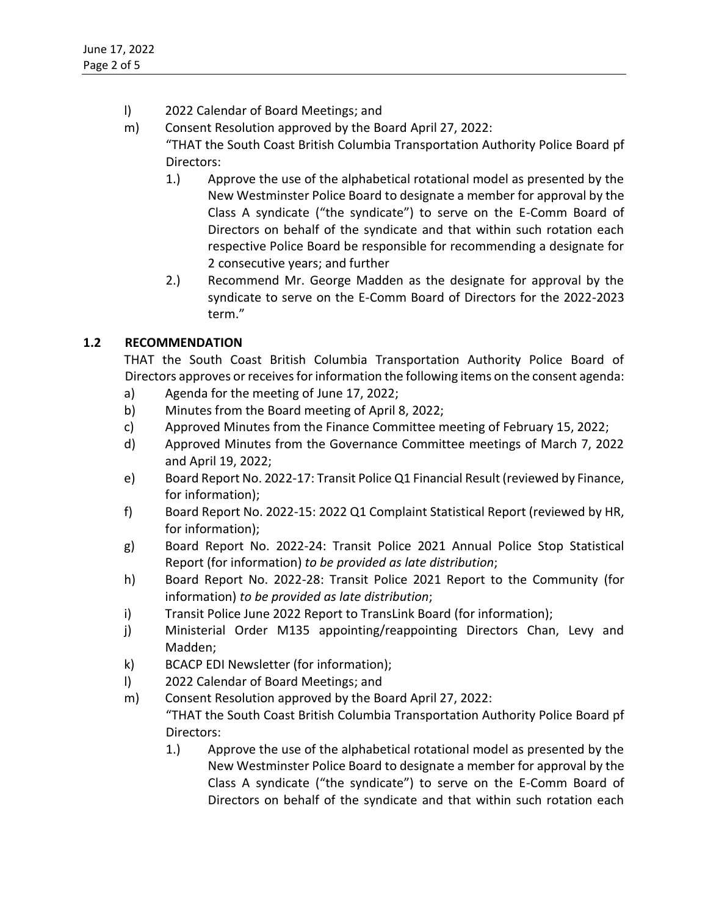l) 2022 Calendar of Board Meetings; and

m) Consent Resolution approved by the Board April 27, 2022:
"THAT the South Coast British Columbia Transportation Authority Police Board pf Directors:

1.) Approve the use of the alphabetical rotational model as presented by the New Westminster Police Board to designate a member for approval by the Class A syndicate ("the syndicate") to serve on the E-Comm Board of Directors on behalf of the syndicate and that within such rotation each respective Police Board be responsible for recommending a designate for 2 consecutive years; and further

2.) Recommend Mr. George Madden as the designate for approval by the syndicate to serve on the E-Comm Board of Directors for the 2022-2023 term."

## 1.2 RECOMMENDATION

THAT the South Coast British Columbia Transportation Authority Police Board of Directors approves or receives for information the following items on the consent agenda:

a) Agenda for the meeting of June 17, 2022;

b) Minutes from the Board meeting of April 8, 2022;

c) Approved Minutes from the Finance Committee meeting of February 15, 2022;

d) Approved Minutes from the Governance Committee meetings of March 7, 2022 and April 19, 2022;

e) Board Report No. 2022-17: Transit Police Q1 Financial Result (reviewed by Finance, for information);

f) Board Report No. 2022-15: 2022 Q1 Complaint Statistical Report (reviewed by HR, for information);

g) Board Report No. 2022-24: Transit Police 2021 Annual Police Stop Statistical Report (for information) *to be provided as late distribution*;

h) Board Report No. 2022-28: Transit Police 2021 Report to the Community (for information) *to be provided as late distribution*;

i) Transit Police June 2022 Report to TransLink Board (for information);

j) Ministerial Order M135 appointing/reappointing Directors Chan, Levy and Madden;

k) BCACP EDI Newsletter (for information);

l) 2022 Calendar of Board Meetings; and

m) Consent Resolution approved by the Board April 27, 2022:
"THAT the South Coast British Columbia Transportation Authority Police Board pf Directors:

1.) Approve the use of the alphabetical rotational model as presented by the New Westminster Police Board to designate a member for approval by the Class A syndicate ("the syndicate") to serve on the E-Comm Board of Directors on behalf of the syndicate and that within such rotation each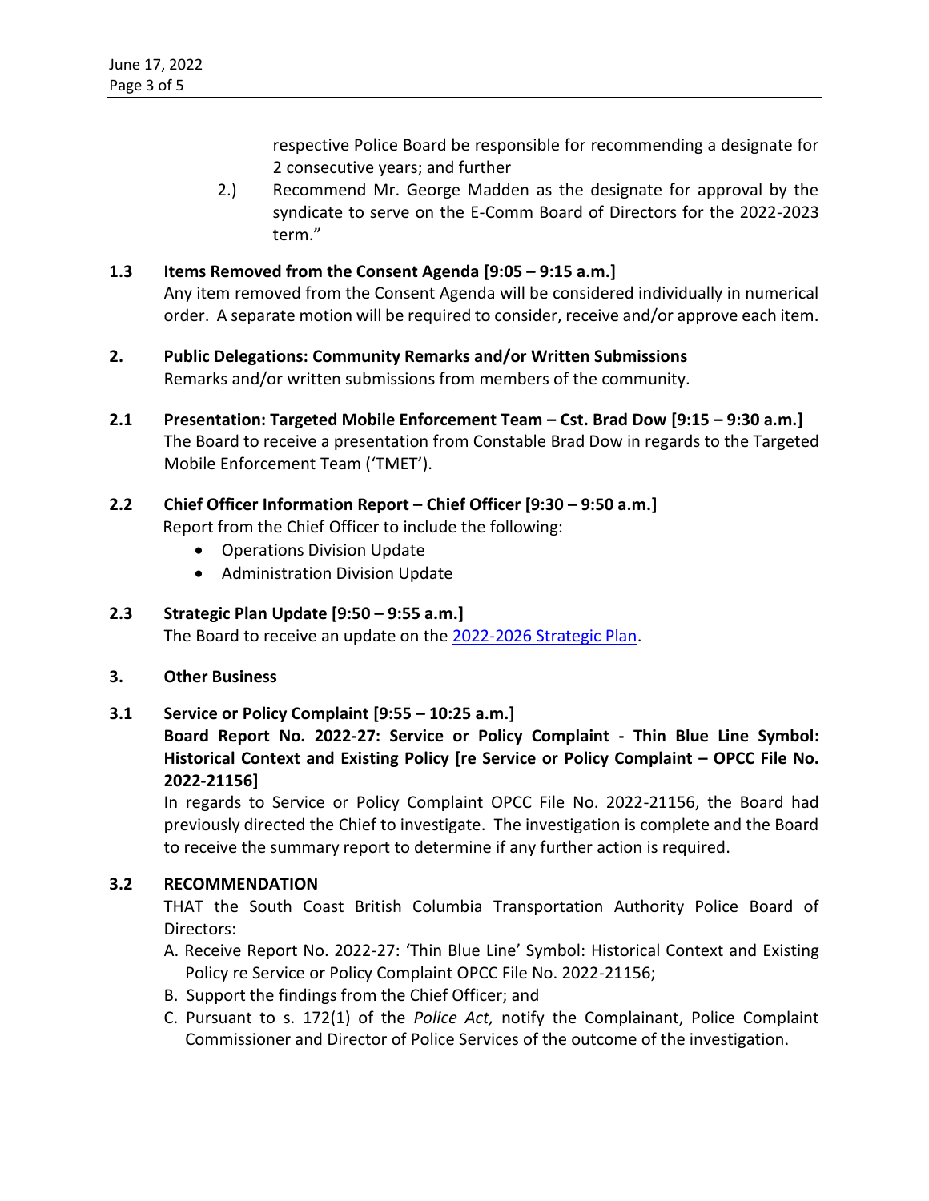respective Police Board be responsible for recommending a designate for 2 consecutive years; and further

2.) Recommend Mr. George Madden as the designate for approval by the syndicate to serve on the E-Comm Board of Directors for the 2022-2023 term."

**1.3 Items Removed from the Consent Agenda [9:05 – 9:15 a.m.]**

Any item removed from the Consent Agenda will be considered individually in numerical order. A separate motion will be required to consider, receive and/or approve each item.

**2. Public Delegations: Community Remarks and/or Written Submissions**

Remarks and/or written submissions from members of the community.

**2.1 Presentation: Targeted Mobile Enforcement Team – Cst. Brad Dow [9:15 – 9:30 a.m.]**

The Board to receive a presentation from Constable Brad Dow in regards to the Targeted Mobile Enforcement Team ('TMET').

**2.2 Chief Officer Information Report – Chief Officer [9:30 – 9:50 a.m.]**

Report from the Chief Officer to include the following:

- Operations Division Update
- Administration Division Update

**2.3 Strategic Plan Update [9:50 – 9:55 a.m.]**

The Board to receive an update on the 2022-2026 Strategic Plan.

**3. Other Business**

**3.1 Service or Policy Complaint [9:55 – 10:25 a.m.]**

**Board Report No. 2022-27: Service or Policy Complaint - Thin Blue Line Symbol: Historical Context and Existing Policy [re Service or Policy Complaint – OPCC File No. 2022-21156]**

In regards to Service or Policy Complaint OPCC File No. 2022-21156, the Board had previously directed the Chief to investigate. The investigation is complete and the Board to receive the summary report to determine if any further action is required.

**3.2 RECOMMENDATION**

THAT the South Coast British Columbia Transportation Authority Police Board of Directors:

A. Receive Report No. 2022-27: 'Thin Blue Line' Symbol: Historical Context and Existing Policy re Service or Policy Complaint OPCC File No. 2022-21156;

B. Support the findings from the Chief Officer; and

C. Pursuant to s. 172(1) of the *Police Act,* notify the Complainant, Police Complaint Commissioner and Director of Police Services of the outcome of the investigation.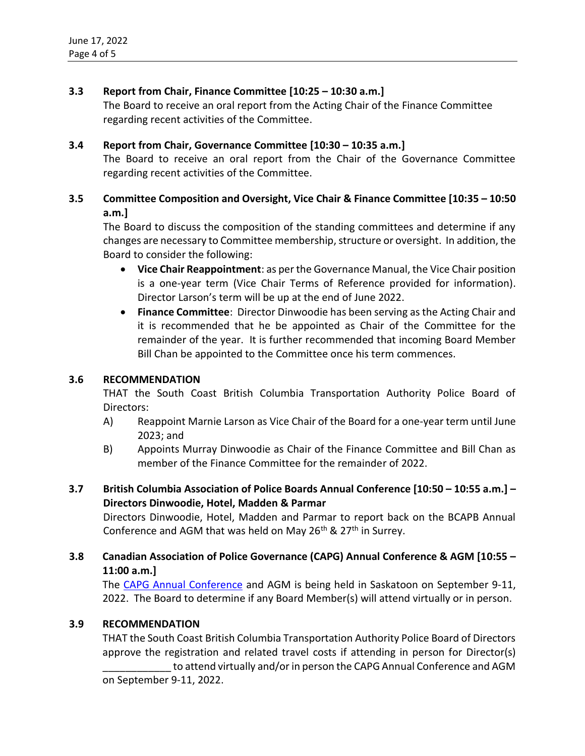### 3.3 Report from Chair, Finance Committee [10:25 – 10:30 a.m.]

The Board to receive an oral report from the Acting Chair of the Finance Committee regarding recent activities of the Committee.

### 3.4 Report from Chair, Governance Committee [10:30 – 10:35 a.m.]

The Board to receive an oral report from the Chair of the Governance Committee regarding recent activities of the Committee.

### 3.5 Committee Composition and Oversight, Vice Chair & Finance Committee [10:35 – 10:50 a.m.]

The Board to discuss the composition of the standing committees and determine if any changes are necessary to Committee membership, structure or oversight. In addition, the Board to consider the following:

- **Vice Chair Reappointment**: as per the Governance Manual, the Vice Chair position is a one-year term (Vice Chair Terms of Reference provided for information). Director Larson's term will be up at the end of June 2022.
- **Finance Committee**: Director Dinwoodie has been serving as the Acting Chair and it is recommended that he be appointed as Chair of the Committee for the remainder of the year. It is further recommended that incoming Board Member Bill Chan be appointed to the Committee once his term commences.

### 3.6 RECOMMENDATION

THAT the South Coast British Columbia Transportation Authority Police Board of Directors:

A) Reappoint Marnie Larson as Vice Chair of the Board for a one-year term until June 2023; and

B) Appoints Murray Dinwoodie as Chair of the Finance Committee and Bill Chan as member of the Finance Committee for the remainder of 2022.

### 3.7 British Columbia Association of Police Boards Annual Conference [10:50 – 10:55 a.m.] – Directors Dinwoodie, Hotel, Madden & Parmar

Directors Dinwoodie, Hotel, Madden and Parmar to report back on the BCAPB Annual Conference and AGM that was held on May 26th & 27th in Surrey.

### 3.8 Canadian Association of Police Governance (CAPG) Annual Conference & AGM [10:55 – 11:00 a.m.]

The CAPG Annual Conference and AGM is being held in Saskatoon on September 9-11, 2022. The Board to determine if any Board Member(s) will attend virtually or in person.

### 3.9 RECOMMENDATION

THAT the South Coast British Columbia Transportation Authority Police Board of Directors approve the registration and related travel costs if attending in person for Director(s) ____________ to attend virtually and/or in person the CAPG Annual Conference and AGM on September 9-11, 2022.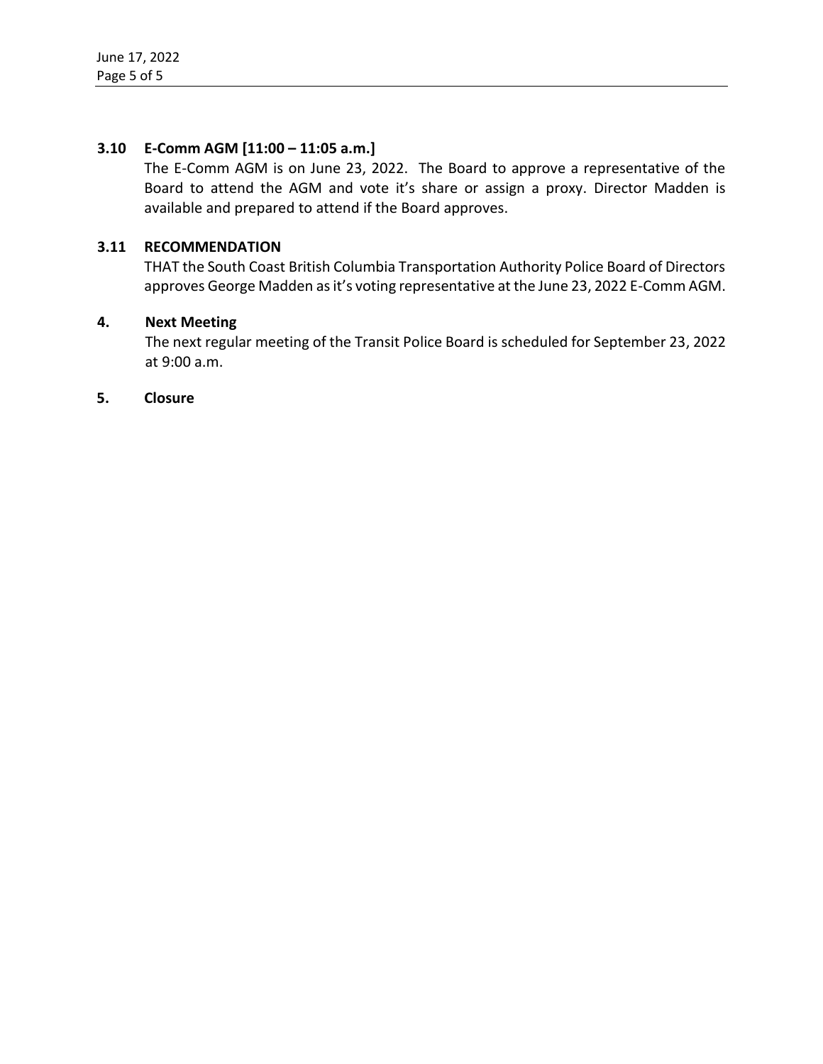### 3.10 E-Comm AGM [11:00 – 11:05 a.m.]

The E-Comm AGM is on June 23, 2022. The Board to approve a representative of the Board to attend the AGM and vote it's share or assign a proxy. Director Madden is available and prepared to attend if the Board approves.

### 3.11 RECOMMENDATION

THAT the South Coast British Columbia Transportation Authority Police Board of Directors approves George Madden as it's voting representative at the June 23, 2022 E-Comm AGM.

## 4. Next Meeting

The next regular meeting of the Transit Police Board is scheduled for September 23, 2022 at 9:00 a.m.

## 5. Closure